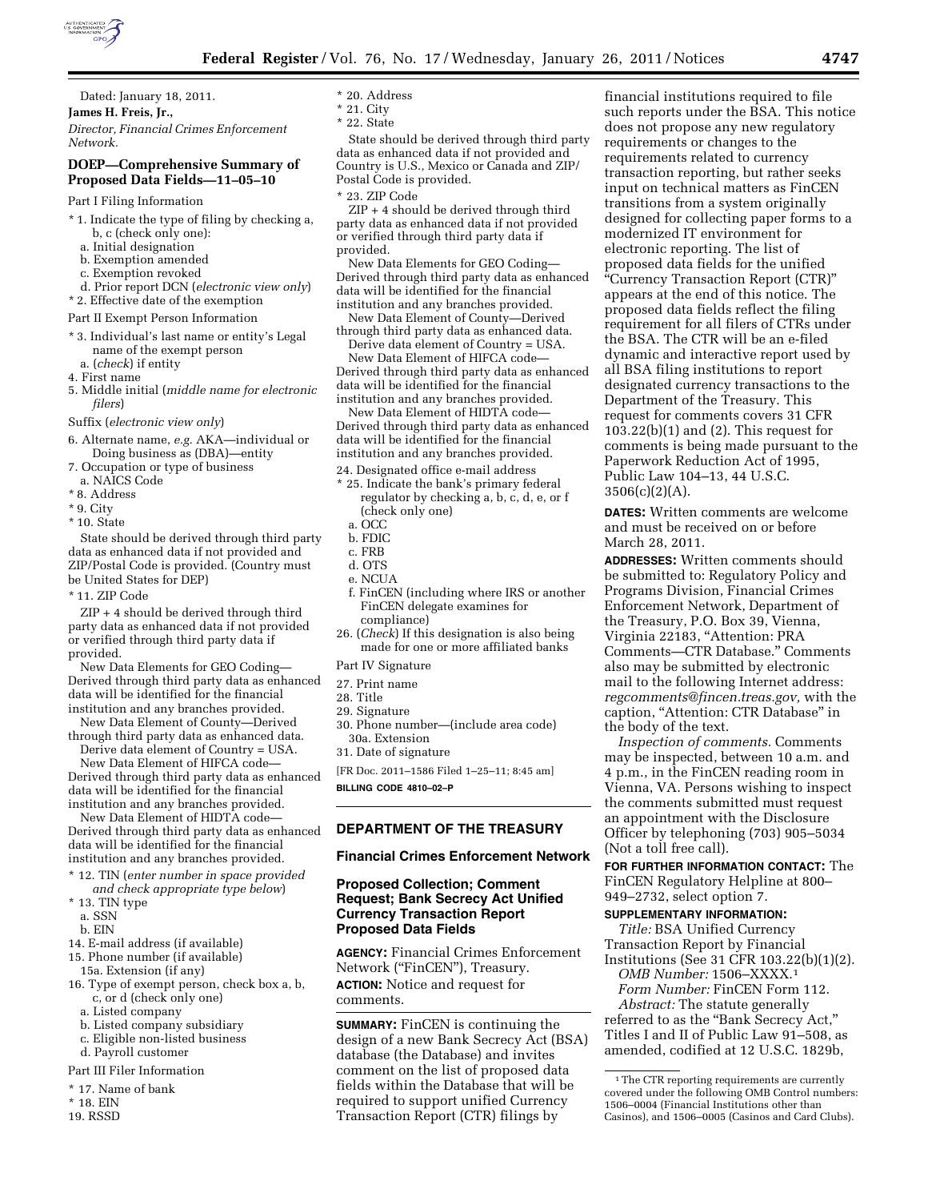Dated: January 18, 2011.

**James H. Freis, Jr.,**

*Director, Financial Crimes Enforcement Network.*

## DOEP—Comprehensive Summary of Proposed Data Fields—11–05–10

Part I Filing Information

* 1. Indicate the type of filing by checking a, b, c (check only one):
  - a. Initial designation
  - b. Exemption amended
  - c. Exemption revoked
  - d. Prior report DCN (*electronic view only*)
* 2. Effective date of the exemption

Part II Exempt Person Information

* 3. Individual's last name or entity's Legal name of the exempt person
  - a. (*check*) if entity

4. First name

5. Middle initial (*middle name for electronic filers*)

Suffix (*electronic view only*)

6. Alternate name, *e.g.* AKA—individual or Doing business as (DBA)—entity

7. Occupation or type of business
   - a. NAICS Code

* 8. Address
* 9. City
* 10. State

State should be derived through third party data as enhanced data if not provided and ZIP/Postal Code is provided. (Country must be United States for DEP)

* 11. ZIP Code

ZIP + 4 should be derived through third party data as enhanced data if not provided or verified through third party data if provided.

New Data Elements for GEO Coding—Derived through third party data as enhanced data will be identified for the financial institution and any branches provided.

New Data Element of County—Derived through third party data as enhanced data.

Derive data element of Country = USA.

New Data Element of HIFCA code—Derived through third party data as enhanced data will be identified for the financial institution and any branches provided.

New Data Element of HIDTA code—Derived through third party data as enhanced data will be identified for the financial institution and any branches provided.

* 12. TIN (*enter number in space provided and check appropriate type below*)
* 13. TIN type
  - a. SSN
  - b. EIN

14. E-mail address (if available)

15. Phone number (if available)
   - 15a. Extension (if any)

16. Type of exempt person, check box a, b, c, or d (check only one)
   - a. Listed company
   - b. Listed company subsidiary
   - c. Eligible non-listed business
   - d. Payroll customer

Part III Filer Information

* 17. Name of bank
* 18. EIN

19. RSSD

* 20. Address
* 21. City
* 22. State

State should be derived through third party data as enhanced data if not provided and Country is U.S., Mexico or Canada and ZIP/Postal Code is provided.

* 23. ZIP Code

ZIP + 4 should be derived through third party data as enhanced data if not provided or verified through third party data if provided.

New Data Elements for GEO Coding—Derived through third party data as enhanced data will be identified for the financial institution and any branches provided.

New Data Element of County—Derived through third party data as enhanced data.

Derive data element of Country = USA.

New Data Element of HIFCA code—Derived through third party data as enhanced data will be identified for the financial institution and any branches provided.

New Data Element of HIDTA code—Derived through third party data as enhanced data will be identified for the financial institution and any branches provided.

24. Designated office e-mail address

* 25. Indicate the bank's primary federal regulator by checking a, b, c, d, e, or f (check only one)
  - a. OCC
  - b. FDIC
  - c. FRB
  - d. OTS
  - e. NCUA
  - f. FinCEN (including where IRS or another FinCEN delegate examines for compliance)

26. (*Check*) If this designation is also being made for one or more affiliated banks

Part IV Signature

27. Print name

28. Title

29. Signature

30. Phone number—(include area code)
   - 30a. Extension

31. Date of signature

[FR Doc. 2011–1586 Filed 1–25–11; 8:45 am]

**BILLING CODE 4810–02–P**

---

## DEPARTMENT OF THE TREASURY

### Financial Crimes Enforcement Network

### Proposed Collection; Comment Request; Bank Secrecy Act Unified Currency Transaction Report Proposed Data Fields

**AGENCY:** Financial Crimes Enforcement Network ("FinCEN"), Treasury.

**ACTION:** Notice and request for comments.

**SUMMARY:** FinCEN is continuing the design of a new Bank Secrecy Act (BSA) database (the Database) and invites comment on the list of proposed data fields within the Database that will be required to support unified Currency Transaction Report (CTR) filings by financial institutions required to file such reports under the BSA. This notice does not propose any new regulatory requirements or changes to the requirements related to currency transaction reporting, but rather seeks input on technical matters as FinCEN transitions from a system originally designed for collecting paper forms to a modernized IT environment for electronic reporting. The list of proposed data fields for the unified "Currency Transaction Report (CTR)" appears at the end of this notice. The proposed data fields reflect the filing requirement for all filers of CTRs under the BSA. The CTR will be an e-filed dynamic and interactive report used by all BSA filing institutions to report designated currency transactions to the Department of the Treasury. This request for comments covers 31 CFR 103.22(b)(1) and (2). This request for comments is being made pursuant to the Paperwork Reduction Act of 1995, Public Law 104–13, 44 U.S.C. 3506(c)(2)(A).

**DATES:** Written comments are welcome and must be received on or before March 28, 2011.

**ADDRESSES:** Written comments should be submitted to: Regulatory Policy and Programs Division, Financial Crimes Enforcement Network, Department of the Treasury, P.O. Box 39, Vienna, Virginia 22183, "Attention: PRA Comments—CTR Database." Comments also may be submitted by electronic mail to the following Internet address: *regcomments@fincen.treas.gov,* with the caption, "Attention: CTR Database" in the body of the text.

*Inspection of comments.* Comments may be inspected, between 10 a.m. and 4 p.m., in the FinCEN reading room in Vienna, VA. Persons wishing to inspect the comments submitted must request an appointment with the Disclosure Officer by telephoning (703) 905–5034 (Not a toll free call).

**FOR FURTHER INFORMATION CONTACT:** The FinCEN Regulatory Helpline at 800–949–2732, select option 7.

**SUPPLEMENTARY INFORMATION:**

*Title:* BSA Unified Currency Transaction Report by Financial Institutions (See 31 CFR 103.22(b)(1)(2).

*OMB Number:* 1506–XXXX.[1]

*Form Number:* FinCEN Form 112.

*Abstract:* The statute generally referred to as the "Bank Secrecy Act," Titles I and II of Public Law 91–508, as amended, codified at 12 U.S.C. 1829b,

[1] The CTR reporting requirements are currently covered under the following OMB Control numbers: 1506–0004 (Financial Institutions other than Casinos), and 1506–0005 (Casinos and Card Clubs).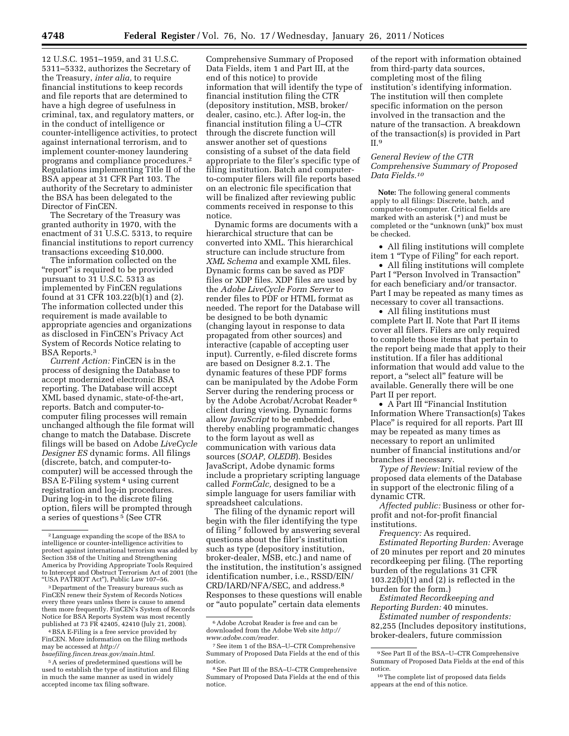12 U.S.C. 1951–1959, and 31 U.S.C. 5311–5332, authorizes the Secretary of the Treasury, *inter alia,* to require financial institutions to keep records and file reports that are determined to have a high degree of usefulness in criminal, tax, and regulatory matters, or in the conduct of intelligence or counter-intelligence activities, to protect against international terrorism, and to implement counter-money laundering programs and compliance procedures.[2] Regulations implementing Title II of the BSA appear at 31 CFR Part 103. The authority of the Secretary to administer the BSA has been delegated to the Director of FinCEN.

The Secretary of the Treasury was granted authority in 1970, with the enactment of 31 U.S.C. 5313, to require financial institutions to report currency transactions exceeding $10,000.

The information collected on the "report" is required to be provided pursuant to 31 U.S.C. 5313 as implemented by FinCEN regulations found at 31 CFR 103.22(b)(1) and (2). The information collected under this requirement is made available to appropriate agencies and organizations as disclosed in FinCEN's Privacy Act System of Records Notice relating to BSA Reports.[3]

*Current Action:* FinCEN is in the process of designing the Database to accept modernized electronic BSA reporting. The Database will accept XML based dynamic, state-of-the-art, reports. Batch and computer-to-computer filing processes will remain unchanged although the file format will change to match the Database. Discrete filings will be based on Adobe *LiveCycle Designer ES* dynamic forms. All filings (discrete, batch, and computer-to-computer) will be accessed through the BSA E-Filing system[4] using current registration and log-in procedures. During log-in to the discrete filing option, filers will be prompted through a series of questions[5] (See CTR Comprehensive Summary of Proposed Data Fields, item 1 and Part III, at the end of this notice) to provide information that will identify the type of financial institution filing the CTR (depository institution, MSB, broker/dealer, casino, etc.). After log-in, the financial institution filing a U–CTR through the discrete function will answer another set of questions consisting of a subset of the data field appropriate to the filer's specific type of filing institution. Batch and computer-to-computer filers will file reports based on an electronic file specification that will be finalized after reviewing public comments received in response to this notice.

Dynamic forms are documents with a hierarchical structure that can be converted into XML. This hierarchical structure can include structure from *XML Schema* and example XML files. Dynamic forms can be saved as PDF files or XDP files. XDP files are used by the *Adobe LiveCycle Form Server* to render files to PDF or HTML format as needed. The report for the Database will be designed to be both dynamic (changing layout in response to data propagated from other sources) and interactive (capable of accepting user input). Currently, e-filed discrete forms are based on Designer 8.2.1. The dynamic features of these PDF forms can be manipulated by the Adobe Form Server during the rendering process or by the Adobe Acrobat/Acrobat Reader[6] client during viewing. Dynamic forms allow *JavaScript* to be embedded, thereby enabling programmatic changes to the form layout as well as communication with various data sources (*SOAP, OLEDB*). Besides JavaScript, Adobe dynamic forms include a proprietary scripting language called *FormCalc,* designed to be a simple language for users familiar with spreadsheet calculations.

The filing of the dynamic report will begin with the filer identifying the type of filing[7] followed by answering several questions about the filer's institution such as type (depository institution, broker-dealer, MSB, etc.) and name of the institution, the institution's assigned identification number, i.e., RSSD/EIN/CRD/IARD/NFA/SEC, and address.[8] Responses to these questions will enable or "auto populate" certain data elements of the report with information obtained from third-party data sources, completing most of the filing institution's identifying information. The institution will then complete specific information on the person involved in the transaction and the nature of the transaction. A breakdown of the transaction(s) is provided in Part II.[9]

*General Review of the CTR Comprehensive Summary of Proposed Data Fields.*[10]

**Note:** The following general comments apply to all filings: Discrete, batch, and computer-to-computer. Critical fields are marked with an asterisk (*) and must be completed or the "unknown (unk)" box must be checked.

- All filing institutions will complete item 1 "Type of Filing" for each report.
- All filing institutions will complete Part I "Person Involved in Transaction" for each beneficiary and/or transactor. Part I may be repeated as many times as necessary to cover all transactions.
- All filing institutions must complete Part II. Note that Part II items cover all filers. Filers are only required to complete those items that pertain to the report being made that apply to their institution. If a filer has additional information that would add value to the report, a "select all" feature will be available. Generally there will be one Part II per report.
- A Part III "Financial Institution Information Where Transaction(s) Takes Place" is required for all reports. Part III may be repeated as many times as necessary to report an unlimited number of financial institutions and/or branches if necessary.

*Type of Review:* Initial review of the proposed data elements of the Database in support of the electronic filing of a dynamic CTR.

*Affected public:* Business or other for-profit and not-for-profit financial institutions.

*Frequency:* As required.

*Estimated Reporting Burden:* Average of 20 minutes per report and 20 minutes recordkeeping per filing. (The reporting burden of the regulations 31 CFR 103.22(b)(1) and (2) is reflected in the burden for the form.)

*Estimated Recordkeeping and Reporting Burden:* 40 minutes.

*Estimated number of respondents:* 82,255 (Includes depository institutions, broker-dealers, future commission

---

[2] Language expanding the scope of the BSA to intelligence or counter-intelligence activities to protect against international terrorism was added by Section 358 of the Uniting and Strengthening America by Providing Appropriate Tools Required to Intercept and Obstruct Terrorism Act of 2001 (the "USA PATRIOT Act"), Public Law 107–56.

[3] Department of the Treasury bureaus such as FinCEN renew their System of Records Notices every three years unless there is cause to amend them more frequently. FinCEN's System of Records Notice for BSA Reports System was most recently published at 73 FR 42405, 42410 (July 21, 2008).

[4] BSA E-Filing is a free service provided by FinCEN. More information on the filing methods may be accessed at *http://bsaefiling.fincen.treas.gov/main.html.*

[5] A series of predetermined questions will be used to establish the type of institution and filing in much the same manner as used in widely accepted income tax filing software.

[6] Adobe Acrobat Reader is free and can be downloaded from the Adobe Web site *http://www.adobe.com/reader.*

[7] See item 1 of the BSA–U–CTR Comprehensive Summary of Proposed Data Fields at the end of this notice.

[8] See Part III of the BSA–U–CTR Comprehensive Summary of Proposed Data Fields at the end of this notice.

[9] See Part II of the BSA–U–CTR Comprehensive Summary of Proposed Data Fields at the end of this notice.

[10] The complete list of proposed data fields appears at the end of this notice.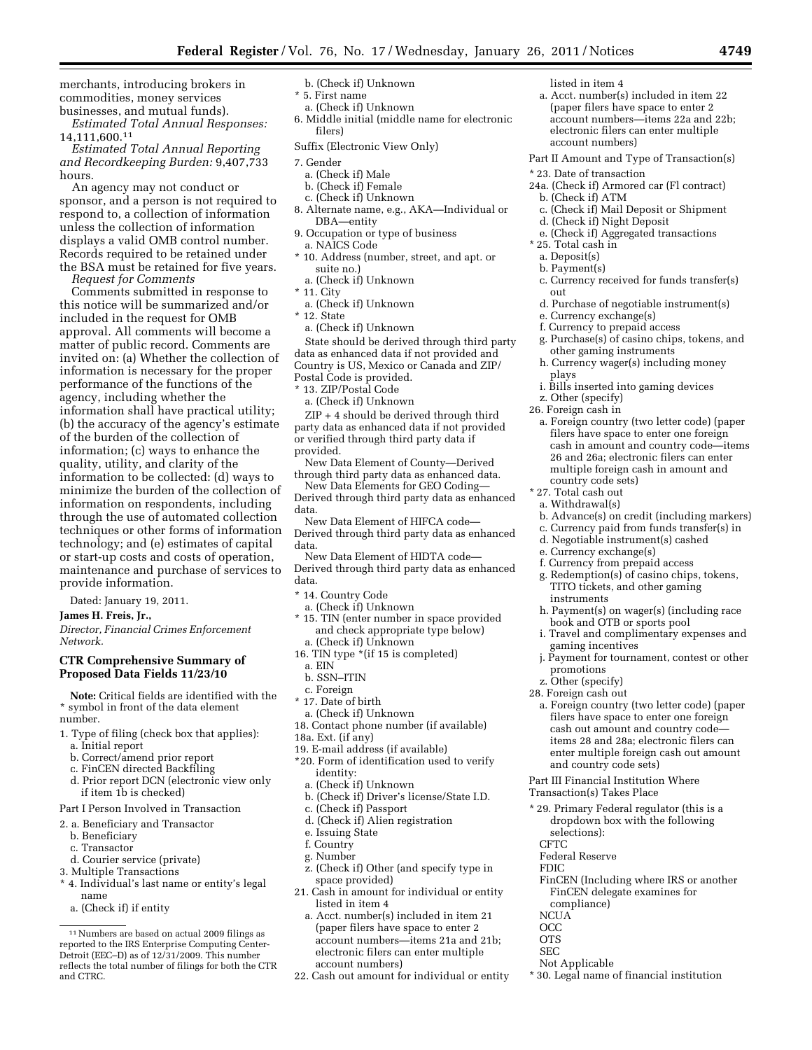merchants, introducing brokers in commodities, money services businesses, and mutual funds).

*Estimated Total Annual Responses:* 14,111,600.[11]

*Estimated Total Annual Reporting and Recordkeeping Burden:* 9,407,733 hours.

An agency may not conduct or sponsor, and a person is not required to respond to, a collection of information unless the collection of information displays a valid OMB control number. Records required to be retained under the BSA must be retained for five years.

*Request for Comments*

Comments submitted in response to this notice will be summarized and/or included in the request for OMB approval. All comments will become a matter of public record. Comments are invited on: (a) Whether the collection of information is necessary for the proper performance of the functions of the agency, including whether the information shall have practical utility; (b) the accuracy of the agency's estimate of the burden of the collection of information; (c) ways to enhance the quality, utility, and clarity of the information to be collected: (d) ways to minimize the burden of the collection of information on respondents, including through the use of automated collection techniques or other forms of information technology; and (e) estimates of capital or start-up costs and costs of operation, maintenance and purchase of services to provide information.

Dated: January 19, 2011.

**James H. Freis, Jr.,**

*Director, Financial Crimes Enforcement Network.*

## CTR Comprehensive Summary of Proposed Data Fields 11/23/10

**Note:** Critical fields are identified with the * symbol in front of the data element number.

1. Type of filing (check box that applies):
   a. Initial report
   b. Correct/amend prior report
   c. FinCEN directed Backfiling
   d. Prior report DCN (electronic view only if item 1b is checked)

Part I Person Involved in Transaction

2. a. Beneficiary and Transactor
   b. Beneficiary
   c. Transactor
   d. Courier service (private)
3. Multiple Transactions

\* 4. Individual's last name or entity's legal name
   a. (Check if) if entity
   b. (Check if) Unknown

\* 5. First name
   a. (Check if) Unknown

6. Middle initial (middle name for electronic filers)

Suffix (Electronic View Only)

7. Gender
   a. (Check if) Male
   b. (Check if) Female
   c. (Check if) Unknown
8. Alternate name, e.g., AKA—Individual or DBA—entity
9. Occupation or type of business
   a. NAICS Code

\* 10. Address (number, street, and apt. or suite no.)
   a. (Check if) Unknown

\* 11. City
   a. (Check if) Unknown

\* 12. State
   a. (Check if) Unknown

State should be derived through third party data as enhanced data if not provided and Country is US, Mexico or Canada and ZIP/Postal Code is provided.

\* 13. ZIP/Postal Code
   a. (Check if) Unknown

ZIP + 4 should be derived through third party data as enhanced data if not provided or verified through third party data if provided.

New Data Element of County—Derived through third party data as enhanced data.

New Data Elements for GEO Coding—Derived through third party data as enhanced data.

New Data Element of HIFCA code—Derived through third party data as enhanced data.

New Data Element of HIDTA code—Derived through third party data as enhanced data.

\* 14. Country Code
   a. (Check if) Unknown

\* 15. TIN (enter number in space provided and check appropriate type below)
   a. (Check if) Unknown

16. TIN type *(if 15 is completed)
   a. EIN
   b. SSN–ITIN
   c. Foreign

\* 17. Date of birth
   a. (Check if) Unknown

18. Contact phone number (if available)

18a. Ext. (if any)

19. E-mail address (if available)

\*20. Form of identification used to verify identity:
   a. (Check if) Unknown
   b. (Check if) Driver's license/State I.D.
   c. (Check if) Passport
   d. (Check if) Alien registration
   e. Issuing State
   f. Country
   g. Number
   z. (Check if) Other (and specify type in space provided)

21. Cash in amount for individual or entity listed in item 4
   a. Acct. number(s) included in item 21 (paper filers have space to enter 2 account numbers—items 21a and 21b; electronic filers can enter multiple account numbers)
22. Cash out amount for individual or entity listed in item 4
   a. Acct. number(s) included in item 22 (paper filers have space to enter 2 account numbers—items 22a and 22b; electronic filers can enter multiple account numbers)

Part II Amount and Type of Transaction(s)

\* 23. Date of transaction

24a. (Check if) Armored car (FI contract)
   b. (Check if) ATM
   c. (Check if) Mail Deposit or Shipment
   d. (Check if) Night Deposit
   e. (Check if) Aggregated transactions

\* 25. Total cash in
   a. Deposit(s)
   b. Payment(s)
   c. Currency received for funds transfer(s) out
   d. Purchase of negotiable instrument(s)
   e. Currency exchange(s)
   f. Currency to prepaid access
   g. Purchase(s) of casino chips, tokens, and other gaming instruments
   h. Currency wager(s) including money plays
   i. Bills inserted into gaming devices
   z. Other (specify)

26. Foreign cash in
   a. Foreign country (two letter code) (paper filers have space to enter one foreign cash in amount and country code—items 26 and 26a; electronic filers can enter multiple foreign cash in amount and country code sets)

\* 27. Total cash out
   a. Withdrawal(s)
   b. Advance(s) on credit (including markers)
   c. Currency paid from funds transfer(s) in
   d. Negotiable instrument(s) cashed
   e. Currency exchange(s)
   f. Currency from prepaid access
   g. Redemption(s) of casino chips, tokens, TITO tickets, and other gaming instruments
   h. Payment(s) on wager(s) (including race book and OTB or sports pool
   i. Travel and complimentary expenses and gaming incentives
   j. Payment for tournament, contest or other promotions
   z. Other (specify)

28. Foreign cash out
   a. Foreign country (two letter code) (paper filers have space to enter one foreign cash out amount and country code—items 28 and 28a; electronic filers can enter multiple foreign cash out amount and country code sets)

Part III Financial Institution Where Transaction(s) Takes Place

\* 29. Primary Federal regulator (this is a dropdown box with the following selections):
   CFTC
   Federal Reserve
   FDIC
   FinCEN (Including where IRS or another FinCEN delegate examines for compliance)
   NCUA
   OCC
   OTS
   SEC
   Not Applicable

\* 30. Legal name of financial institution

---

[11] Numbers are based on actual 2009 filings as reported to the IRS Enterprise Computing Center-Detroit (EEC–D) as of 12/31/2009. This number reflects the total number of filings for both the CTR and CTRC.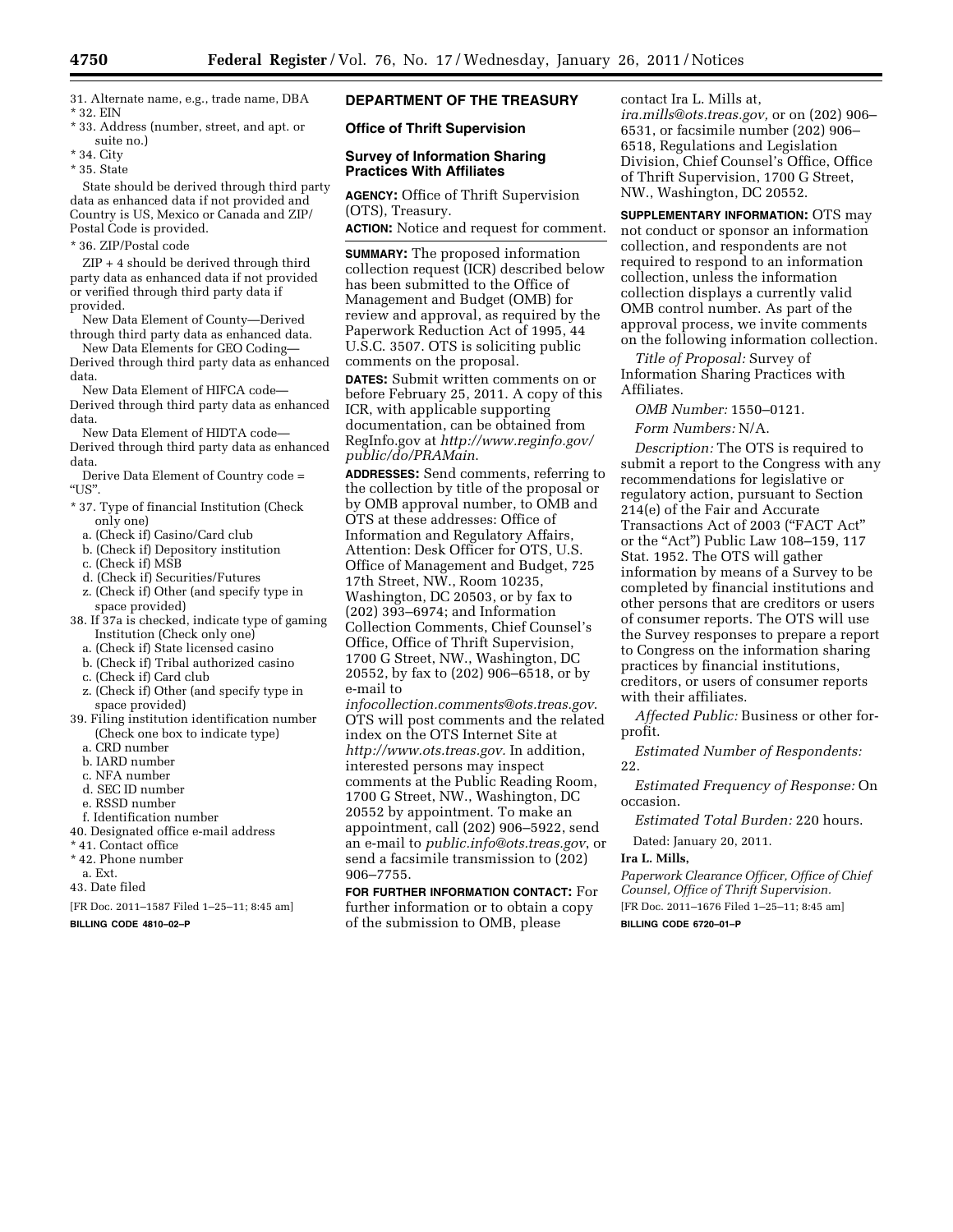31. Alternate name, e.g., trade name, DBA

* 32. EIN

* 33. Address (number, street, and apt. or suite no.)

* 34. City

* 35. State

State should be derived through third party data as enhanced data if not provided and Country is US, Mexico or Canada and ZIP/Postal Code is provided.

* 36. ZIP/Postal code

ZIP + 4 should be derived through third party data as enhanced data if not provided or verified through third party data if provided.

New Data Element of County—Derived through third party data as enhanced data.

New Data Elements for GEO Coding—Derived through third party data as enhanced data.

New Data Element of HIFCA code—Derived through third party data as enhanced data.

New Data Element of HIDTA code—Derived through third party data as enhanced data.

Derive Data Element of Country code = "US".

* 37. Type of financial Institution (Check only one)
  - a. (Check if) Casino/Card club
  - b. (Check if) Depository institution
  - c. (Check if) MSB
  - d. (Check if) Securities/Futures
  - z. (Check if) Other (and specify type in space provided)

38. If 37a is checked, indicate type of gaming Institution (Check only one)
  - a. (Check if) State licensed casino
  - b. (Check if) Tribal authorized casino
  - c. (Check if) Card club
  - z. (Check if) Other (and specify type in space provided)

39. Filing institution identification number (Check one box to indicate type)
  - a. CRD number
  - b. IARD number
  - c. NFA number
  - d. SEC ID number
  - e. RSSD number
  - f. Identification number

40. Designated office e-mail address

* 41. Contact office

* 42. Phone number
  - a. Ext.

43. Date filed

[FR Doc. 2011–1587 Filed 1–25–11; 8:45 am]

**BILLING CODE 4810–02–P**

## DEPARTMENT OF THE TREASURY

### Office of Thrift Supervision

### Survey of Information Sharing Practices With Affiliates

**AGENCY:** Office of Thrift Supervision (OTS), Treasury.

**ACTION:** Notice and request for comment.

**SUMMARY:** The proposed information collection request (ICR) described below has been submitted to the Office of Management and Budget (OMB) for review and approval, as required by the Paperwork Reduction Act of 1995, 44 U.S.C. 3507. OTS is soliciting public comments on the proposal.

**DATES:** Submit written comments on or before February 25, 2011. A copy of this ICR, with applicable supporting documentation, can be obtained from RegInfo.gov at *http://www.reginfo.gov/public/do/PRAMain.*

**ADDRESSES:** Send comments, referring to the collection by title of the proposal or by OMB approval number, to OMB and OTS at these addresses: Office of Information and Regulatory Affairs, Attention: Desk Officer for OTS, U.S. Office of Management and Budget, 725 17th Street, NW., Room 10235, Washington, DC 20503, or by fax to (202) 393–6974; and Information Collection Comments, Chief Counsel's Office, Office of Thrift Supervision, 1700 G Street, NW., Washington, DC 20552, by fax to (202) 906–6518, or by e-mail to *infocollection.comments@ots.treas.gov*. OTS will post comments and the related index on the OTS Internet Site at *http://www.ots.treas.gov.* In addition, interested persons may inspect comments at the Public Reading Room, 1700 G Street, NW., Washington, DC 20552 by appointment. To make an appointment, call (202) 906–5922, send an e-mail to *public.info@ots.treas.gov*, or send a facsimile transmission to (202) 906–7755.

**FOR FURTHER INFORMATION CONTACT:** For further information or to obtain a copy of the submission to OMB, please contact Ira L. Mills at, *ira.mills@ots.treas.gov,* or on (202) 906–6531, or facsimile number (202) 906–6518, Regulations and Legislation Division, Chief Counsel's Office, Office of Thrift Supervision, 1700 G Street, NW., Washington, DC 20552.

**SUPPLEMENTARY INFORMATION:** OTS may not conduct or sponsor an information collection, and respondents are not required to respond to an information collection, unless the information collection displays a currently valid OMB control number. As part of the approval process, we invite comments on the following information collection.

*Title of Proposal:* Survey of Information Sharing Practices with Affiliates.

*OMB Number:* 1550–0121.

*Form Numbers:* N/A.

*Description:* The OTS is required to submit a report to the Congress with any recommendations for legislative or regulatory action, pursuant to Section 214(e) of the Fair and Accurate Transactions Act of 2003 ("FACT Act" or the "Act") Public Law 108–159, 117 Stat. 1952. The OTS will gather information by means of a Survey to be completed by financial institutions and other persons that are creditors or users of consumer reports. The OTS will use the Survey responses to prepare a report to Congress on the information sharing practices by financial institutions, creditors, or users of consumer reports with their affiliates.

*Affected Public:* Business or other for-profit.

*Estimated Number of Respondents:* 22.

*Estimated Frequency of Response:* On occasion.

*Estimated Total Burden:* 220 hours.

Dated: January 20, 2011.

**Ira L. Mills,**

*Paperwork Clearance Officer, Office of Chief Counsel, Office of Thrift Supervision.*

[FR Doc. 2011–1676 Filed 1–25–11; 8:45 am]

**BILLING CODE 6720–01–P**